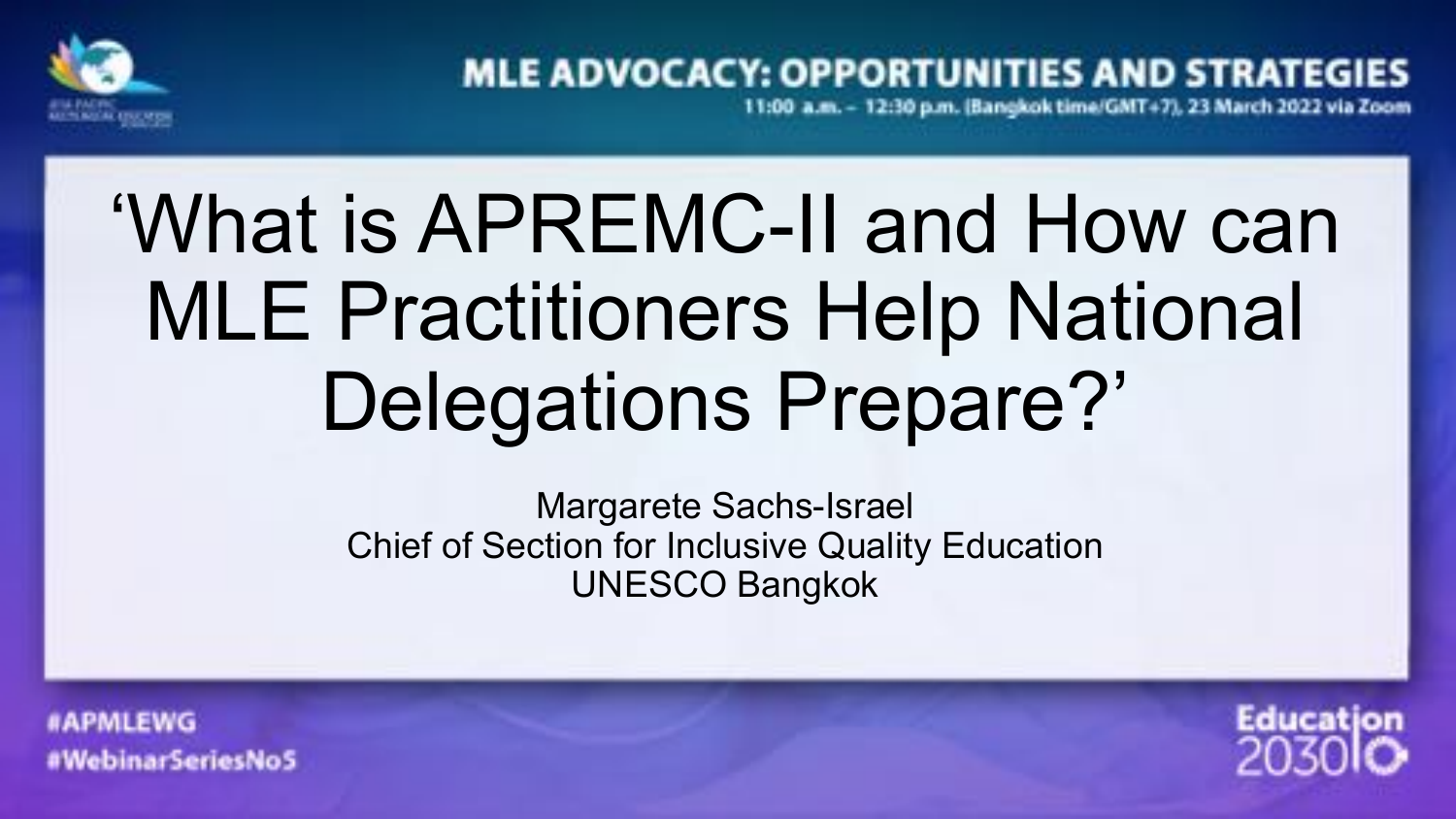MLE ADVOCACY: OPPORTUNITIES AND STRATEGIES

11:00 a.m. – 12:30 p.m. (Bangkok time/GMT+7), 23 March 2022 via Zoom

# ‘What is APREMC-II and How can MLE Practitioners Help National Delegations Prepare?’

Margarete Sachs-Israel
Chief of Section for Inclusive Quality Education
UNESCO Bangkok

#APMLEWG
#WebinarSeriesNo5

Education 2030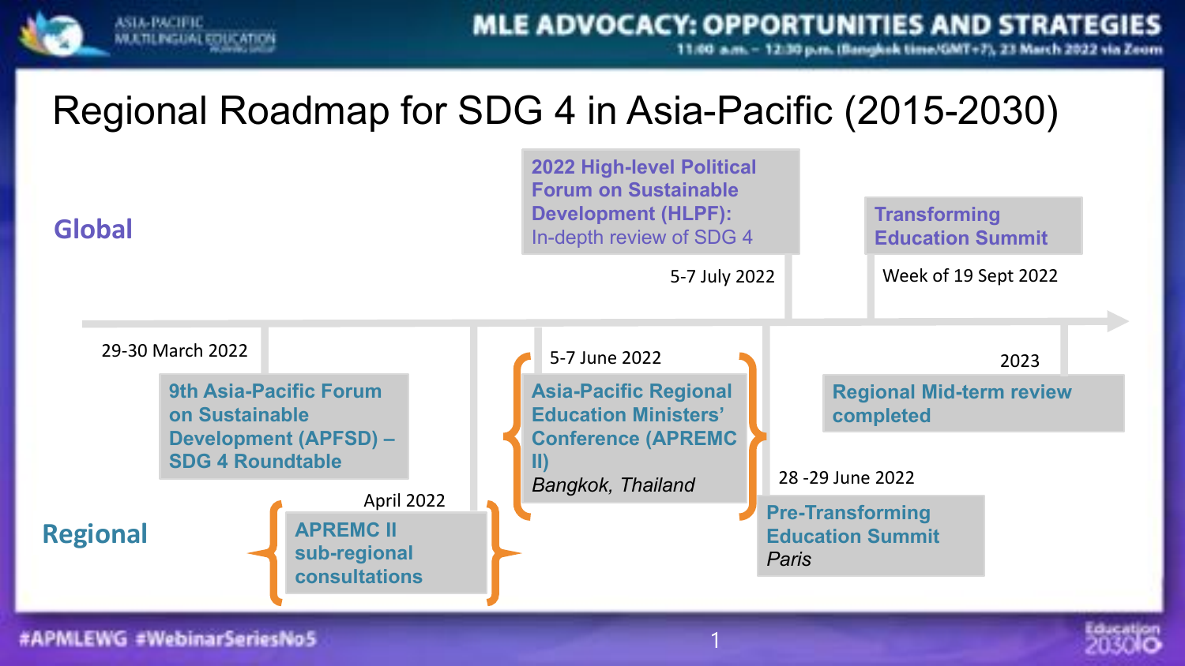# Regional Roadmap for SDG 4 in Asia-Pacific (2015-2030)

## Global

**2022 High-level Political Forum on Sustainable Development (HLPF):**
In-depth review of SDG 4
5-7 July 2022

**Transforming Education Summit**
Week of 19 Sept 2022

## Regional

29-30 March 2022
**9th Asia-Pacific Forum on Sustainable Development (APFSD) – SDG 4 Roundtable**

April 2022
**APREMC II sub-regional consultations**

5-7 June 2022
**Asia-Pacific Regional Education Ministers' Conference (APREMC II)**
*Bangkok, Thailand*

28 -29 June 2022
**Pre-Transforming Education Summit**
*Paris*

2023
**Regional Mid-term review completed**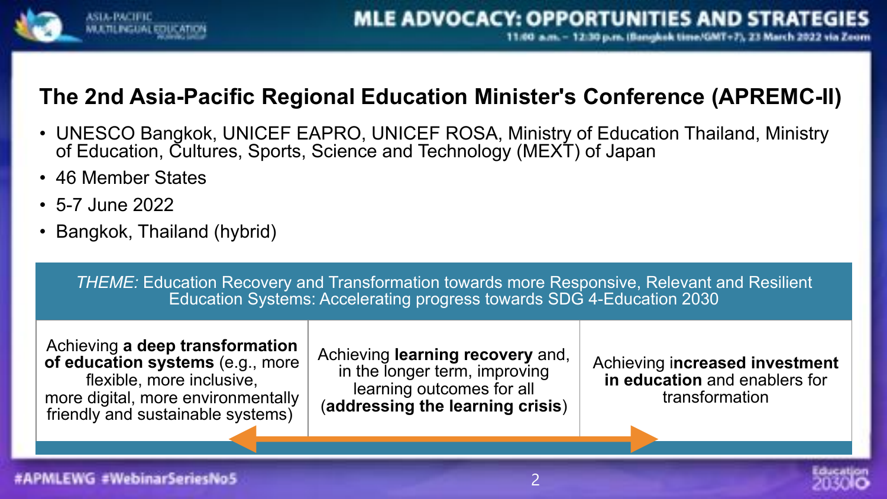## The 2nd Asia-Pacific Regional Education Minister's Conference (APREMC-II)

- UNESCO Bangkok, UNICEF EAPRO, UNICEF ROSA, Ministry of Education Thailand, Ministry of Education, Cultures, Sports, Science and Technology (MEXT) of Japan
- 46 Member States
- 5-7 June 2022
- Bangkok, Thailand (hybrid)

*THEME:* Education Recovery and Transformation towards more Responsive, Relevant and Resilient Education Systems: Accelerating progress towards SDG 4-Education 2030

| | | |
|---|---|---|
| Achieving **a deep transformation of education systems** (e.g., more flexible, more inclusive, more digital, more environmentally friendly and sustainable systems) | Achieving **learning recovery** and, in the longer term, improving learning outcomes for all (**addressing the learning crisis**) | Achieving i**ncreased investment in education** and enablers for transformation |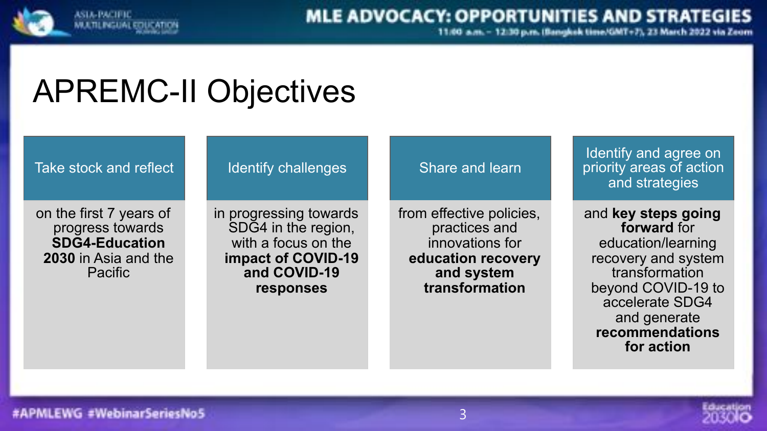# APREMC-II Objectives

| Take stock and reflect | Identify challenges | Share and learn | Identify and agree on priority areas of action and strategies |
|---|---|---|---|
| on the first 7 years of progress towards **SDG4-Education 2030** in Asia and the Pacific | in progressing towards SDG4 in the region, with a focus on the **impact of COVID-19 and COVID-19 responses** | from effective policies, practices and innovations for **education recovery and system transformation** | and **key steps going forward** for education/learning recovery and system transformation beyond COVID-19 to accelerate SDG4 and generate **recommendations for action** |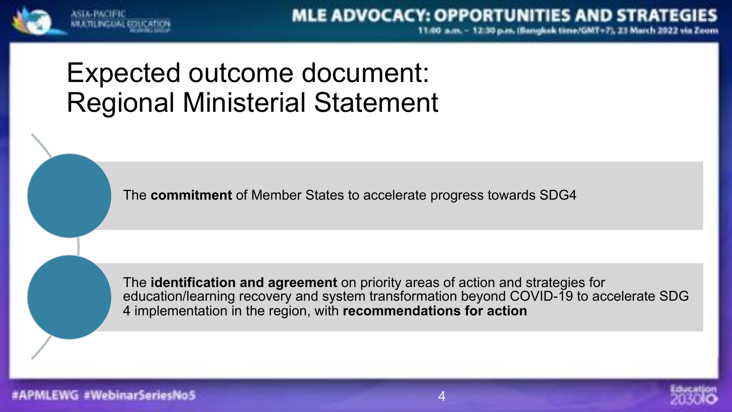# Expected outcome document: Regional Ministerial Statement

- The **commitment** of Member States to accelerate progress towards SDG4
- The **identification and agreement** on priority areas of action and strategies for education/learning recovery and system transformation beyond COVID-19 to accelerate SDG 4 implementation in the region, with **recommendations for action**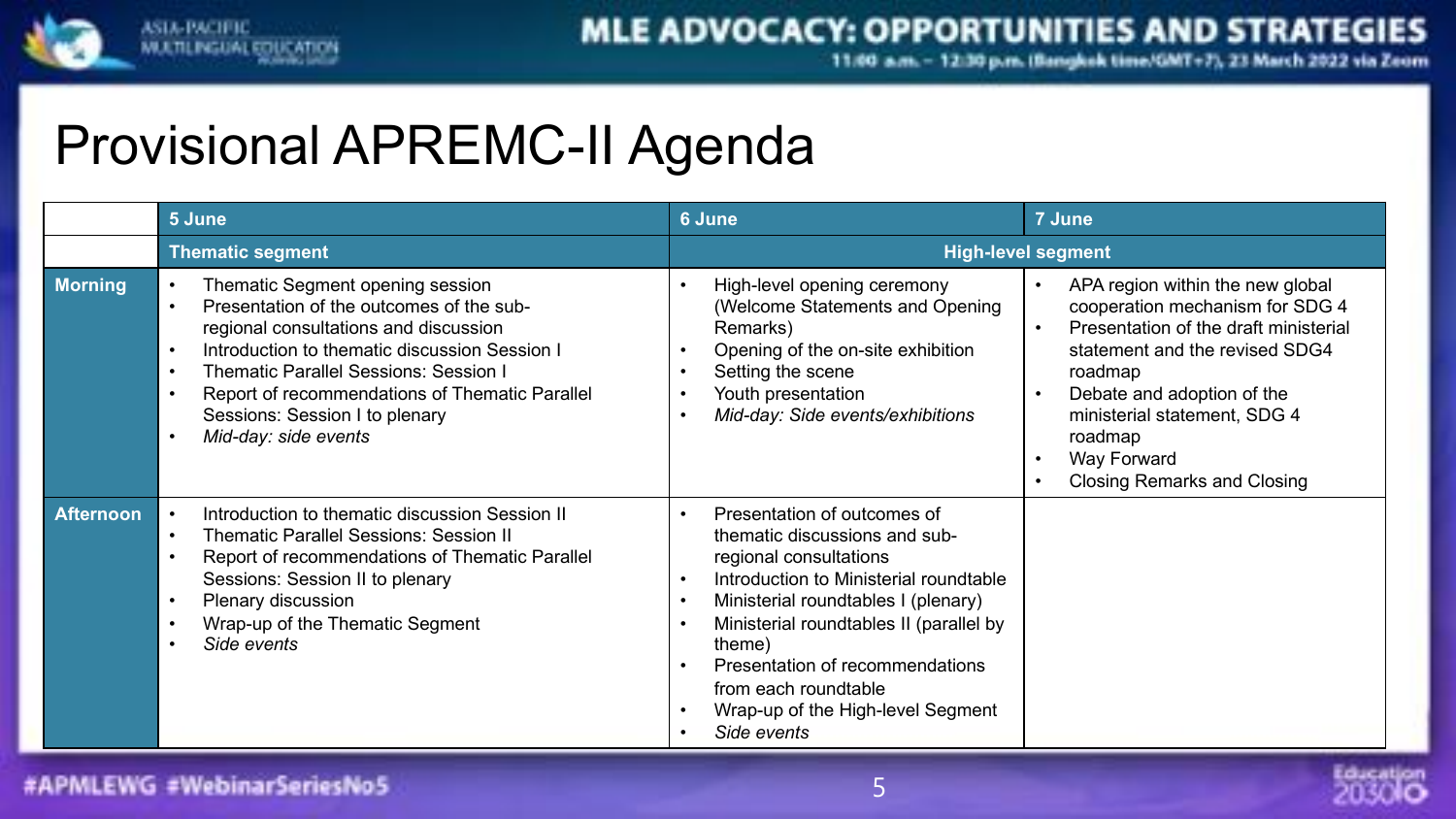# Provisional APREMC-II Agenda

| | 5 June | 6 June | 7 June |
|---|---|---|---|
| | Thematic segment | High-level segment | |
| **Morning** | • Thematic Segment opening session<br>• Presentation of the outcomes of the sub-regional consultations and discussion<br>• Introduction to thematic discussion Session I<br>• Thematic Parallel Sessions: Session I<br>• Report of recommendations of Thematic Parallel Sessions: Session I to plenary<br>• *Mid-day: side events* | • High-level opening ceremony (Welcome Statements and Opening Remarks)<br>• Opening of the on-site exhibition<br>• Setting the scene<br>• Youth presentation<br>• *Mid-day: Side events/exhibitions* | • APA region within the new global cooperation mechanism for SDG 4<br>• Presentation of the draft ministerial statement and the revised SDG4 roadmap<br>• Debate and adoption of the ministerial statement, SDG 4 roadmap<br>• Way Forward<br>• Closing Remarks and Closing |
| **Afternoon** | • Introduction to thematic discussion Session II<br>• Thematic Parallel Sessions: Session II<br>• Report of recommendations of Thematic Parallel Sessions: Session II to plenary<br>• Plenary discussion<br>• Wrap-up of the Thematic Segment<br>• *Side events* | • Presentation of outcomes of thematic discussions and sub-regional consultations<br>• Introduction to Ministerial roundtable<br>• Ministerial roundtables I (plenary)<br>• Ministerial roundtables II (parallel by theme)<br>• Presentation of recommendations from each roundtable<br>• Wrap-up of the High-level Segment<br>• *Side events* | |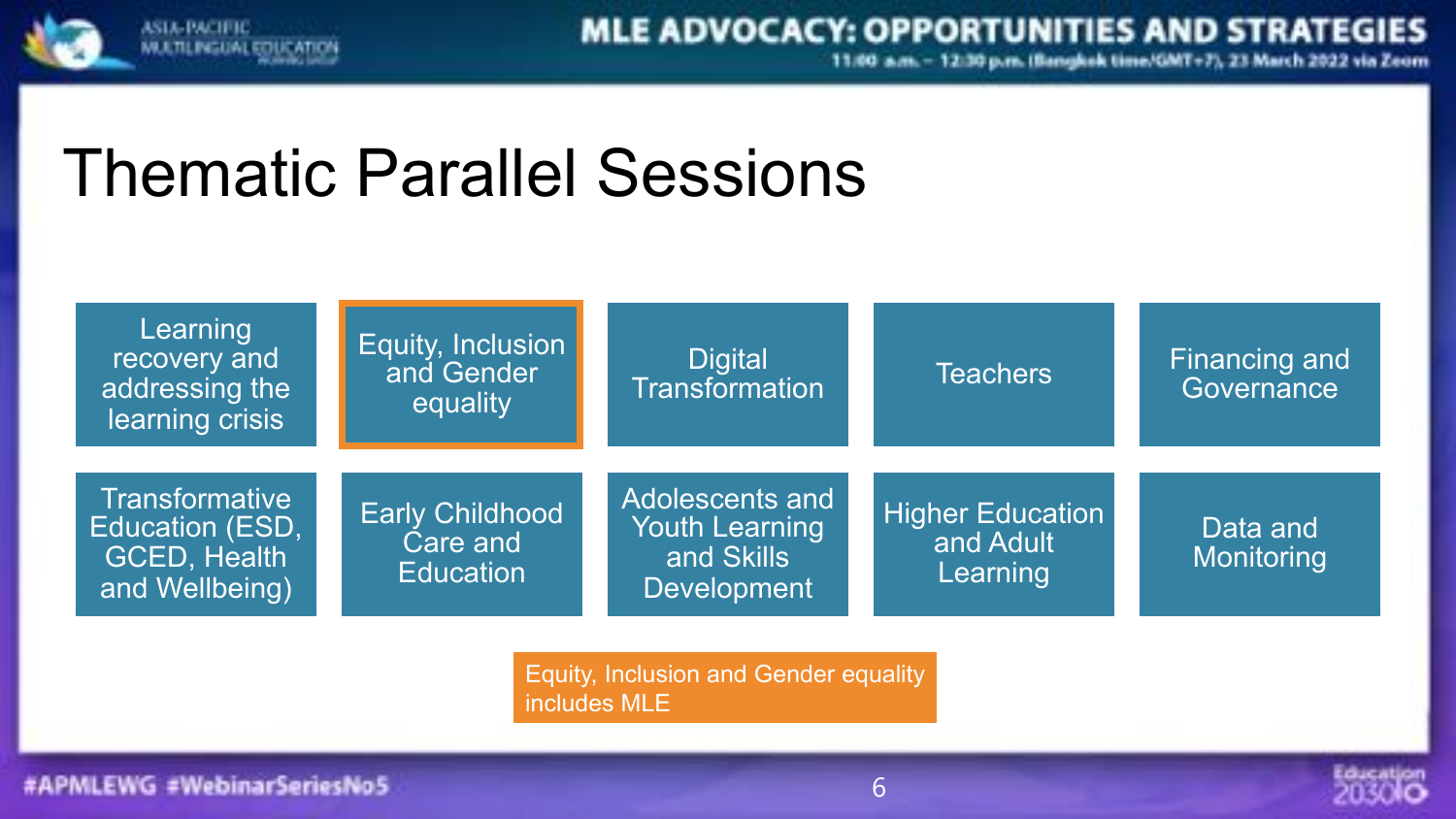# Thematic Parallel Sessions

| | | | | |
|---|---|---|---|---|
| Learning recovery and addressing the learning crisis | **Equity, Inclusion and Gender equality** | Digital Transformation | Teachers | Financing and Governance |
| Transformative Education (ESD, GCED, Health and Wellbeing) | Early Childhood Care and Education | Adolescents and Youth Learning and Skills Development | Higher Education and Adult Learning | Data and Monitoring |

Equity, Inclusion and Gender equality includes MLE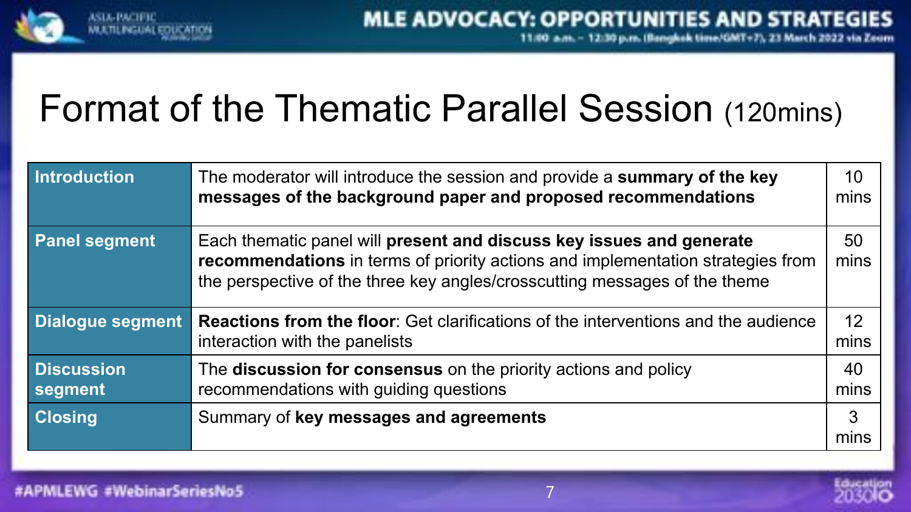# Format of the Thematic Parallel Session (120mins)

| | | |
|---|---|---|
| **Introduction** | The moderator will introduce the session and provide a **summary of the key messages of the background paper and proposed recommendations** | 10 mins |
| **Panel segment** | Each thematic panel will **present and discuss key issues and generate recommendations** in terms of priority actions and implementation strategies from the perspective of the three key angles/crosscutting messages of the theme | 50 mins |
| **Dialogue segment** | **Reactions from the floor**: Get clarifications of the interventions and the audience interaction with the panelists | 12 mins |
| **Discussion segment** | The **discussion for consensus** on the priority actions and policy recommendations with guiding questions | 40 mins |
| **Closing** | Summary of **key messages and agreements** | 3 mins |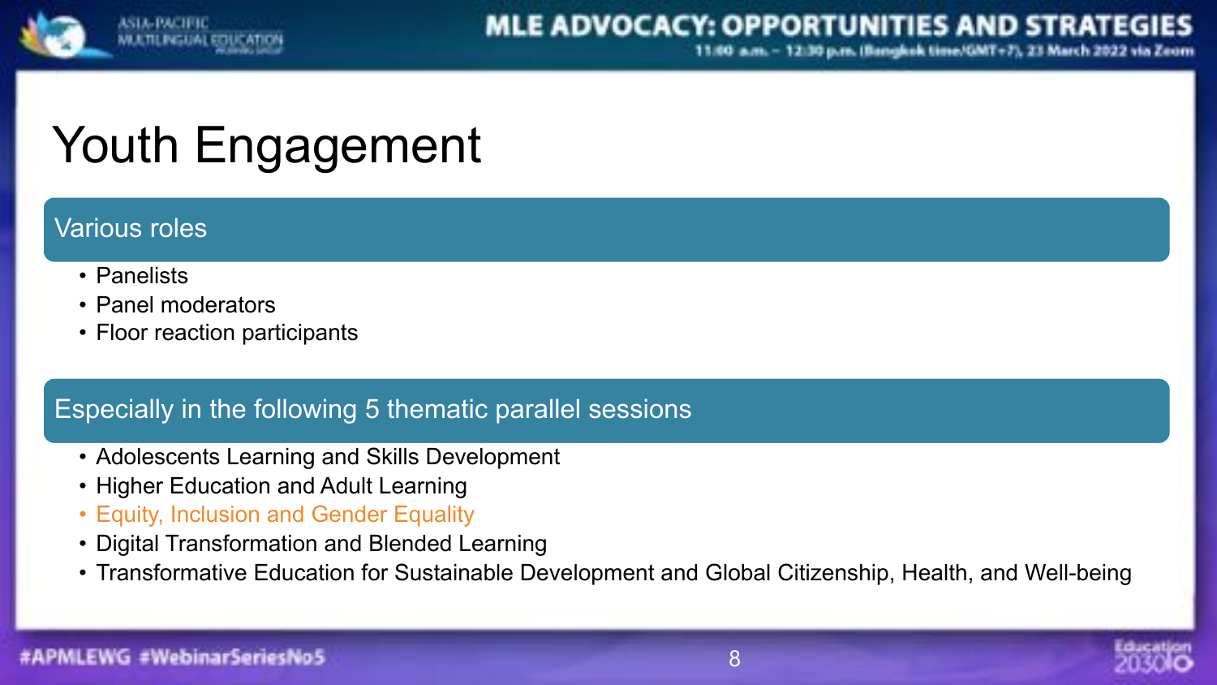# Youth Engagement

## Various roles

- Panelists
- Panel moderators
- Floor reaction participants

## Especially in the following 5 thematic parallel sessions

- Adolescents Learning and Skills Development
- Higher Education and Adult Learning
- Equity, Inclusion and Gender Equality
- Digital Transformation and Blended Learning
- Transformative Education for Sustainable Development and Global Citizenship, Health, and Well-being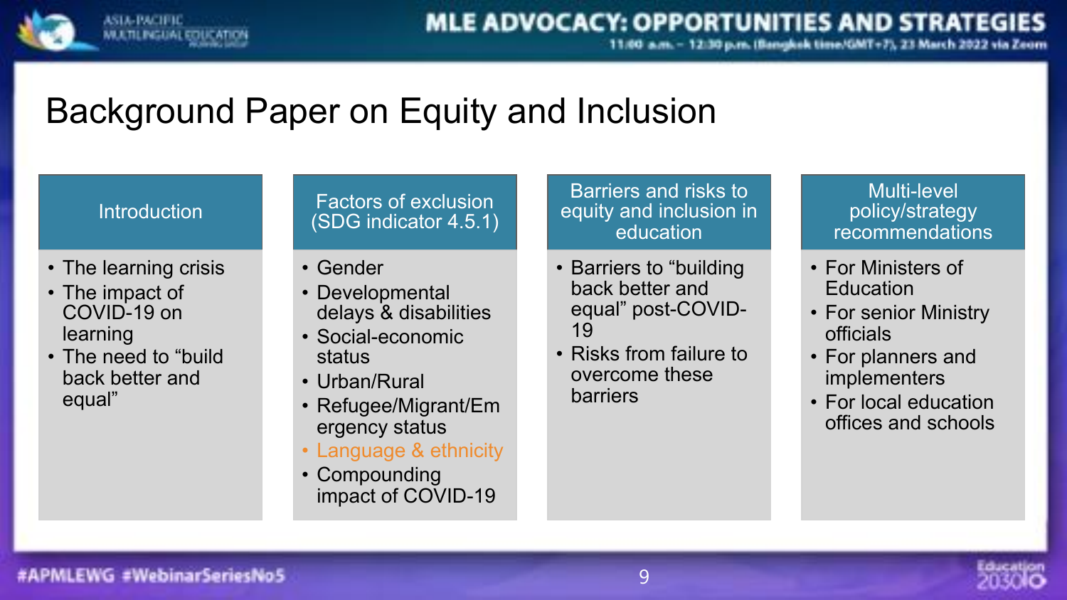# Background Paper on Equity and Inclusion

## Introduction

- The learning crisis
- The impact of COVID-19 on learning
- The need to "build back better and equal"

## Factors of exclusion (SDG indicator 4.5.1)

- Gender
- Developmental delays & disabilities
- Social-economic status
- Urban/Rural
- Refugee/Migrant/Emergency status
- Language & ethnicity
- Compounding impact of COVID-19

## Barriers and risks to equity and inclusion in education

- Barriers to "building back better and equal" post-COVID-19
- Risks from failure to overcome these barriers

## Multi-level policy/strategy recommendations

- For Ministers of Education
- For senior Ministry officials
- For planners and implementers
- For local education offices and schools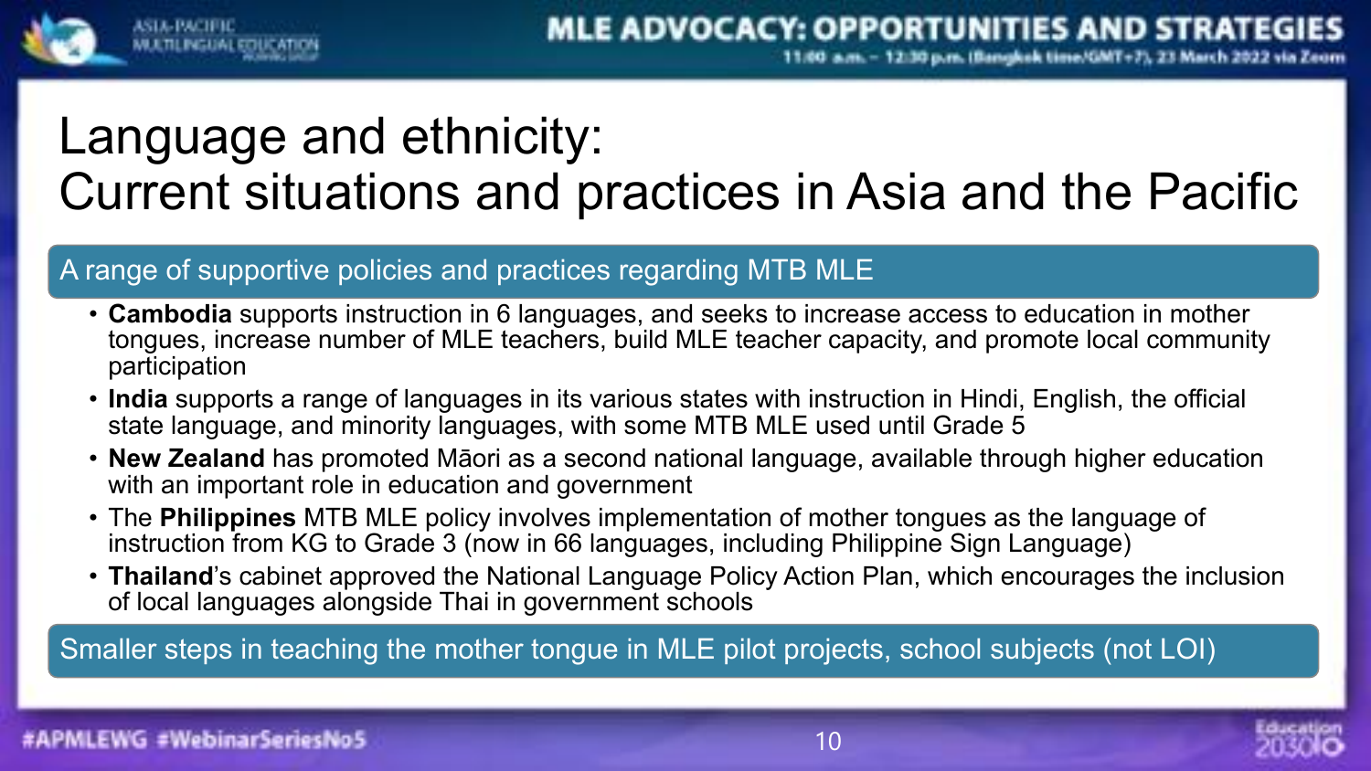# Language and ethnicity: Current situations and practices in Asia and the Pacific

## A range of supportive policies and practices regarding MTB MLE

- **Cambodia** supports instruction in 6 languages, and seeks to increase access to education in mother tongues, increase number of MLE teachers, build MLE teacher capacity, and promote local community participation
- **India** supports a range of languages in its various states with instruction in Hindi, English, the official state language, and minority languages, with some MTB MLE used until Grade 5
- **New Zealand** has promoted Māori as a second national language, available through higher education with an important role in education and government
- The **Philippines** MTB MLE policy involves implementation of mother tongues as the language of instruction from KG to Grade 3 (now in 66 languages, including Philippine Sign Language)
- **Thailand**'s cabinet approved the National Language Policy Action Plan, which encourages the inclusion of local languages alongside Thai in government schools

## Smaller steps in teaching the mother tongue in MLE pilot projects, school subjects (not LOI)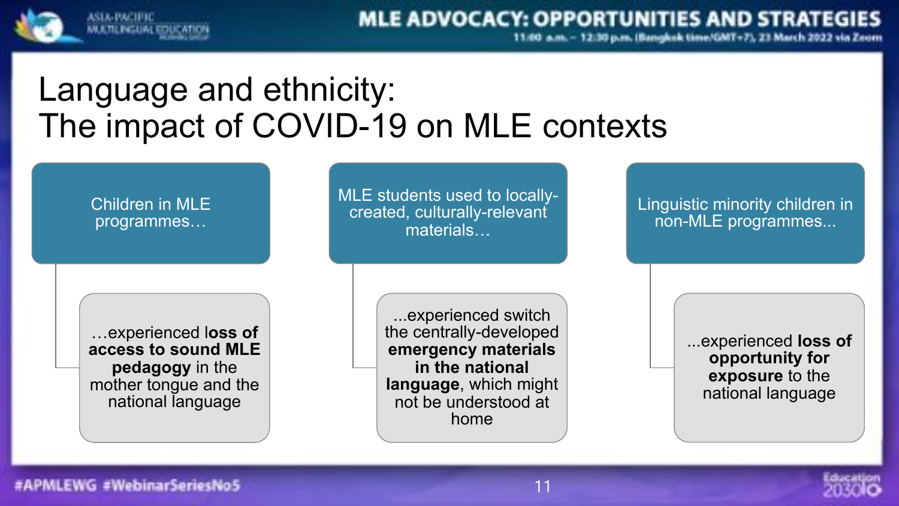# Language and ethnicity:
# The impact of COVID-19 on MLE contexts

**Children in MLE programmes…**

…experienced l**oss of access to sound MLE pedagogy** in the mother tongue and the national language

**MLE students used to locally-created, culturally-relevant materials…**

...experienced switch the centrally-developed **emergency materials in the national language**, which might not be understood at home

**Linguistic minority children in non-MLE programmes...**

...experienced **loss of opportunity for exposure** to the national language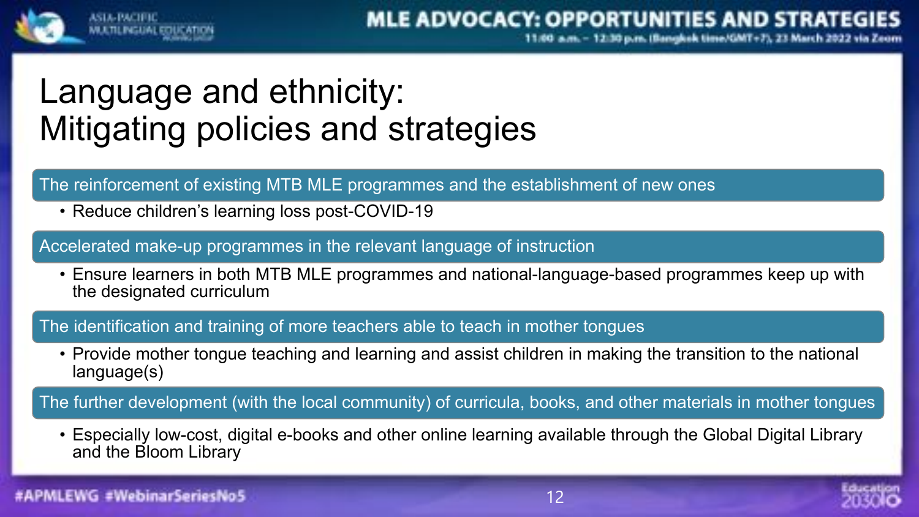# Language and ethnicity: Mitigating policies and strategies

**The reinforcement of existing MTB MLE programmes and the establishment of new ones**

- Reduce children's learning loss post-COVID-19

**Accelerated make-up programmes in the relevant language of instruction**

- Ensure learners in both MTB MLE programmes and national-language-based programmes keep up with the designated curriculum

**The identification and training of more teachers able to teach in mother tongues**

- Provide mother tongue teaching and learning and assist children in making the transition to the national language(s)

**The further development (with the local community) of curricula, books, and other materials in mother tongues**

- Especially low-cost, digital e-books and other online learning available through the Global Digital Library and the Bloom Library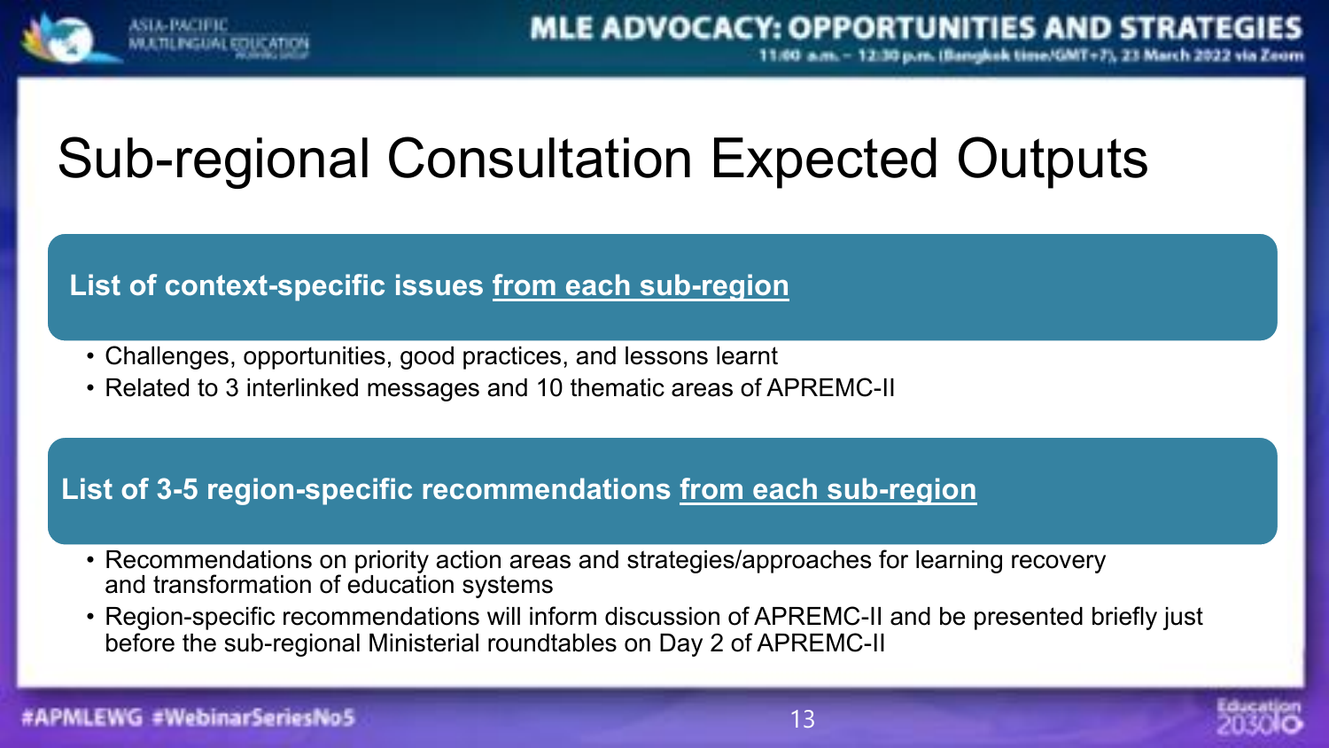# Sub-regional Consultation Expected Outputs

**List of context-specific issues from each sub-region**

- Challenges, opportunities, good practices, and lessons learnt
- Related to 3 interlinked messages and 10 thematic areas of APREMC-II

**List of 3-5 region-specific recommendations from each sub-region**

- Recommendations on priority action areas and strategies/approaches for learning recovery and transformation of education systems
- Region-specific recommendations will inform discussion of APREMC-II and be presented briefly just before the sub-regional Ministerial roundtables on Day 2 of APREMC-II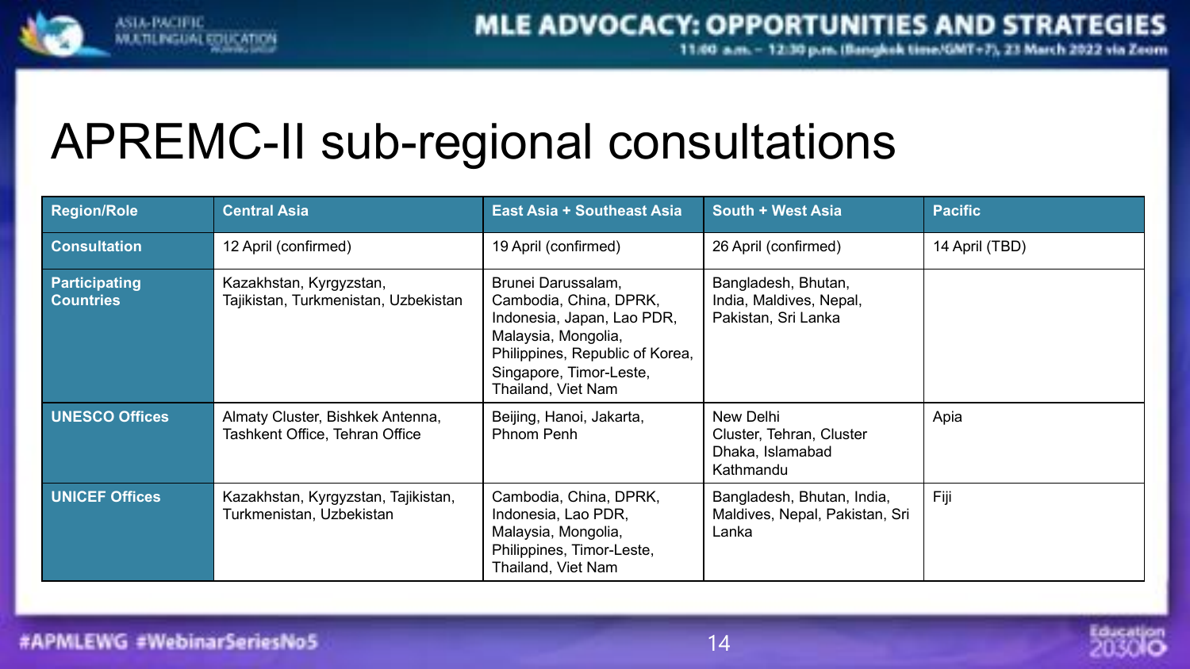# APREMC-II sub-regional consultations

| Region/Role | Central Asia | East Asia + Southeast Asia | South + West Asia | Pacific |
|---|---|---|---|---|
| **Consultation** | 12 April (confirmed) | 19 April (confirmed) | 26 April (confirmed) | 14 April (TBD) |
| **Participating Countries** | Kazakhstan, Kyrgyzstan, Tajikistan, Turkmenistan, Uzbekistan | Brunei Darussalam, Cambodia, China, DPRK, Indonesia, Japan, Lao PDR, Malaysia, Mongolia, Philippines, Republic of Korea, Singapore, Timor-Leste, Thailand, Viet Nam | Bangladesh, Bhutan, India, Maldives, Nepal, Pakistan, Sri Lanka | |
| **UNESCO Offices** | Almaty Cluster, Bishkek Antenna, Tashkent Office, Tehran Office | Beijing, Hanoi, Jakarta, Phnom Penh | New Delhi Cluster, Tehran, Cluster Dhaka, Islamabad Kathmandu | Apia |
| **UNICEF Offices** | Kazakhstan, Kyrgyzstan, Tajikistan, Turkmenistan, Uzbekistan | Cambodia, China, DPRK, Indonesia, Lao PDR, Malaysia, Mongolia, Philippines, Timor-Leste, Thailand, Viet Nam | Bangladesh, Bhutan, India, Maldives, Nepal, Pakistan, Sri Lanka | Fiji |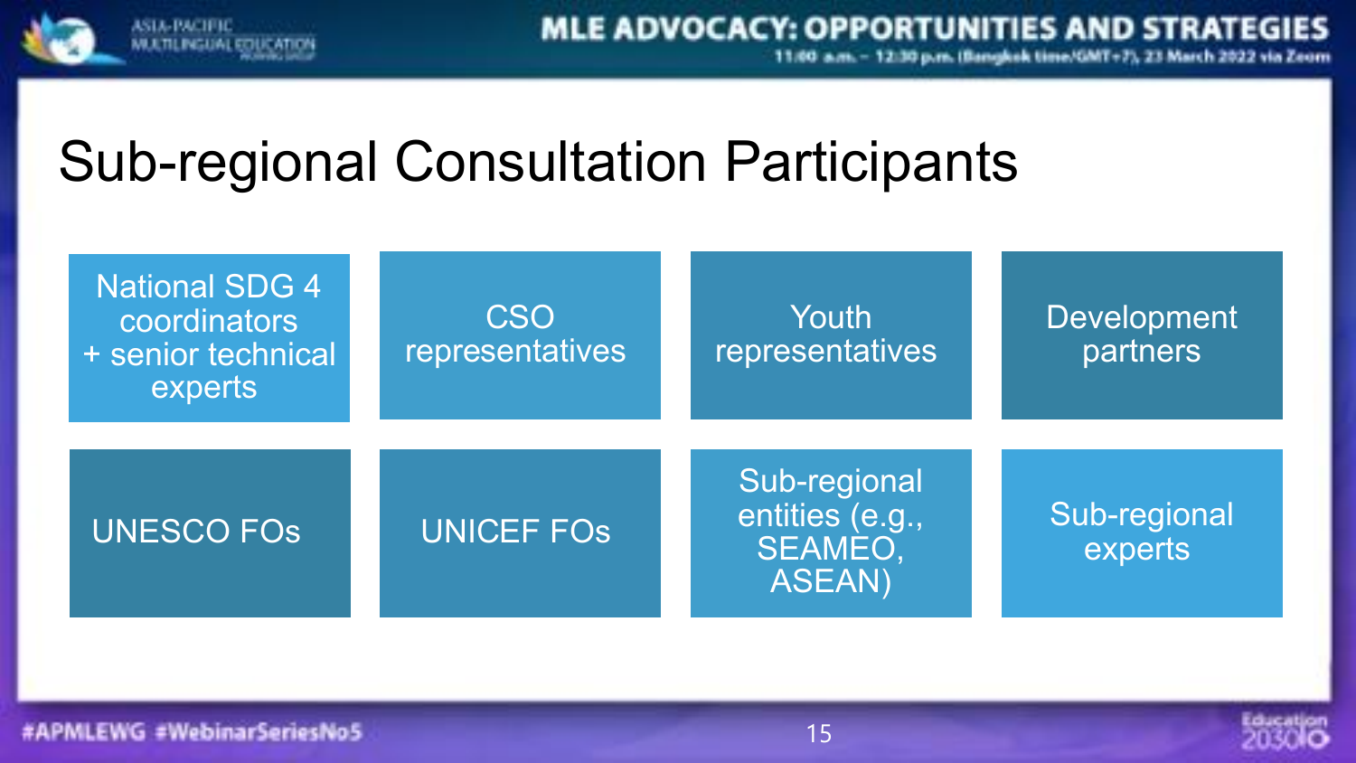# Sub-regional Consultation Participants

- National SDG 4 coordinators + senior technical experts
- CSO representatives
- Youth representatives
- Development partners
- UNESCO FOs
- UNICEF FOs
- Sub-regional entities (e.g., SEAMEO, ASEAN)
- Sub-regional experts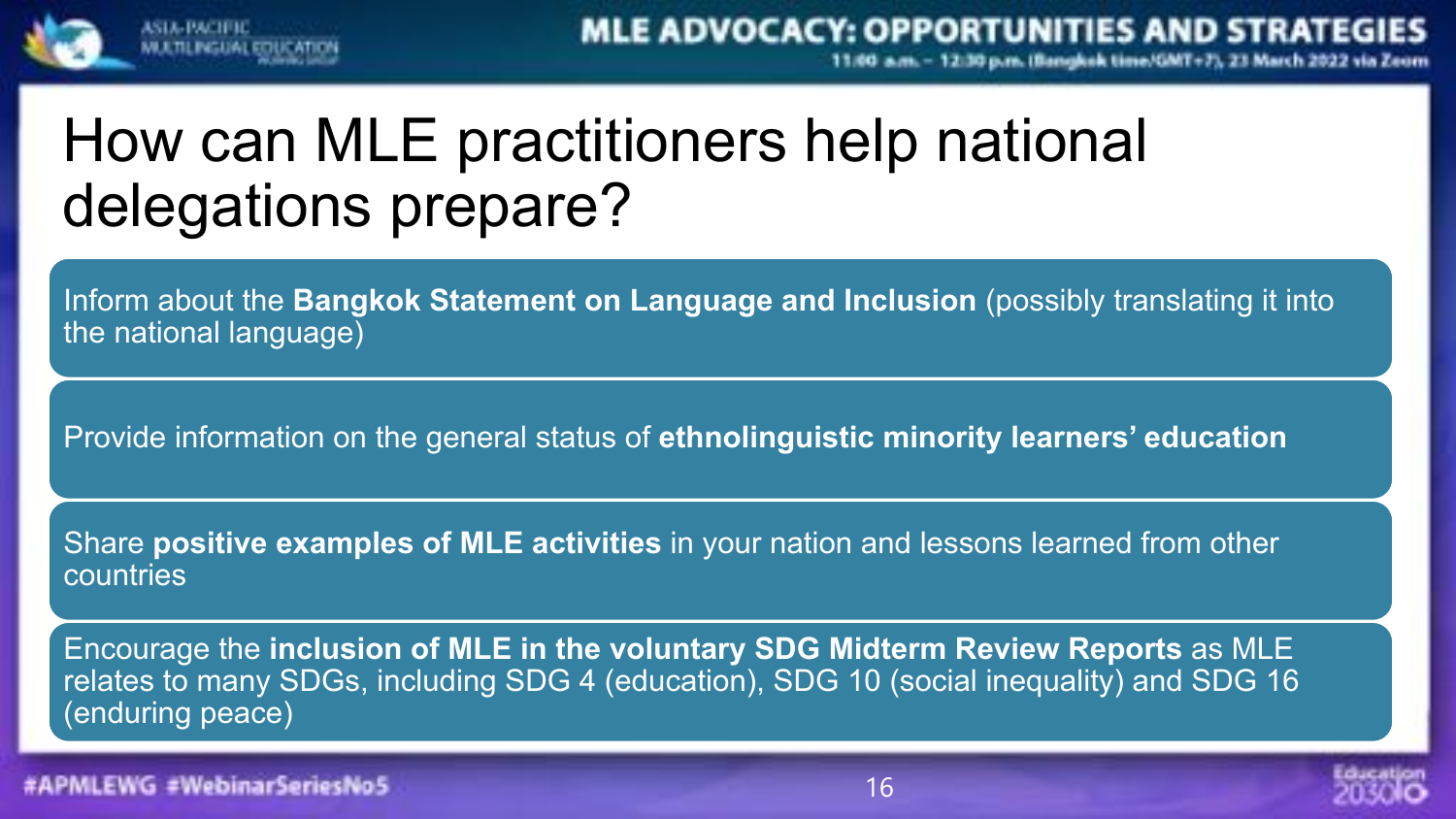# How can MLE practitioners help national delegations prepare?

- Inform about the **Bangkok Statement on Language and Inclusion** (possibly translating it into the national language)
- Provide information on the general status of **ethnolinguistic minority learners' education**
- Share **positive examples of MLE activities** in your nation and lessons learned from other countries
- Encourage the **inclusion of MLE in the voluntary SDG Midterm Review Reports** as MLE relates to many SDGs, including SDG 4 (education), SDG 10 (social inequality) and SDG 16 (enduring peace)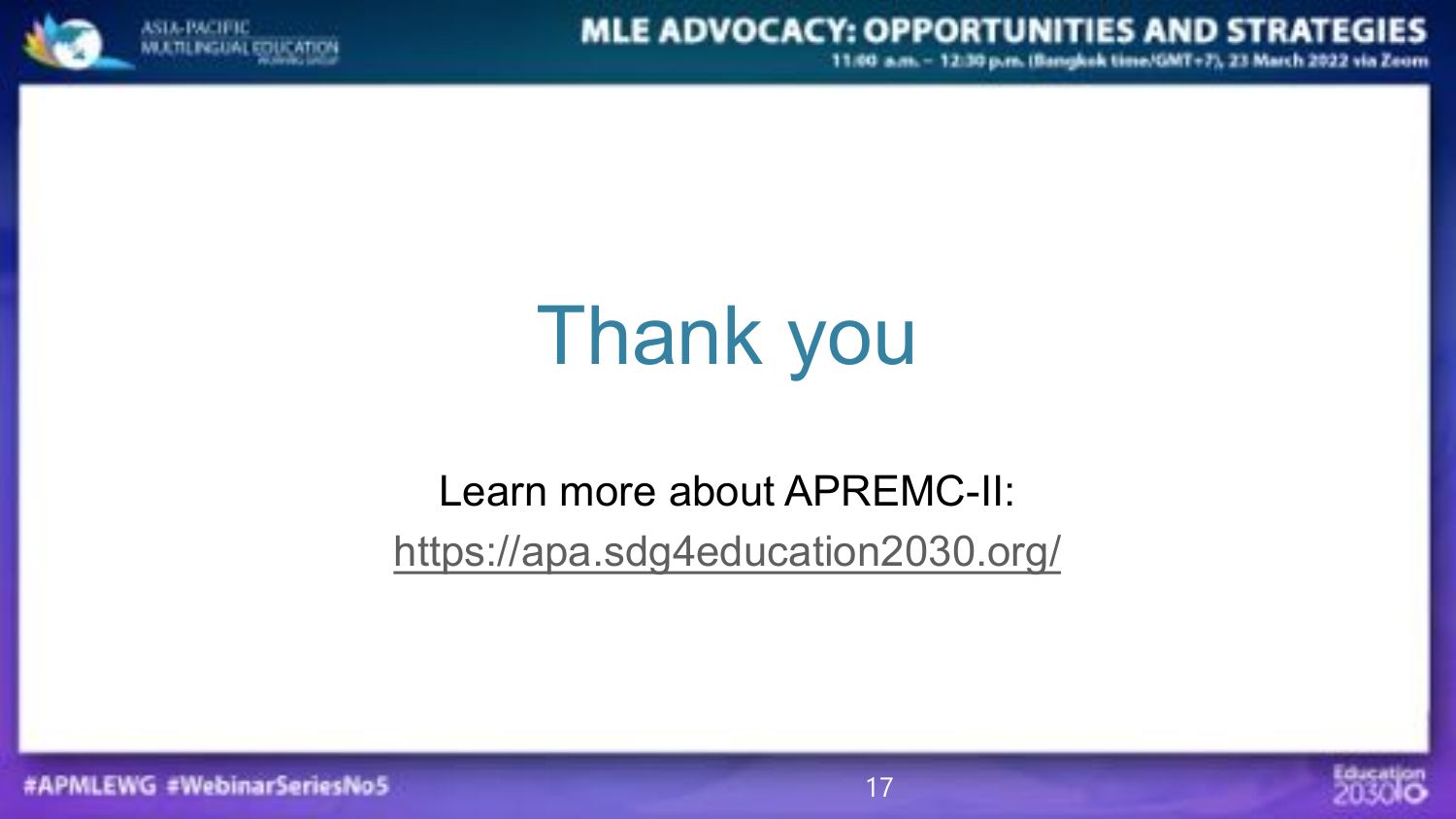# Thank you

Learn more about APREMC-II:

https://apa.sdg4education2030.org/